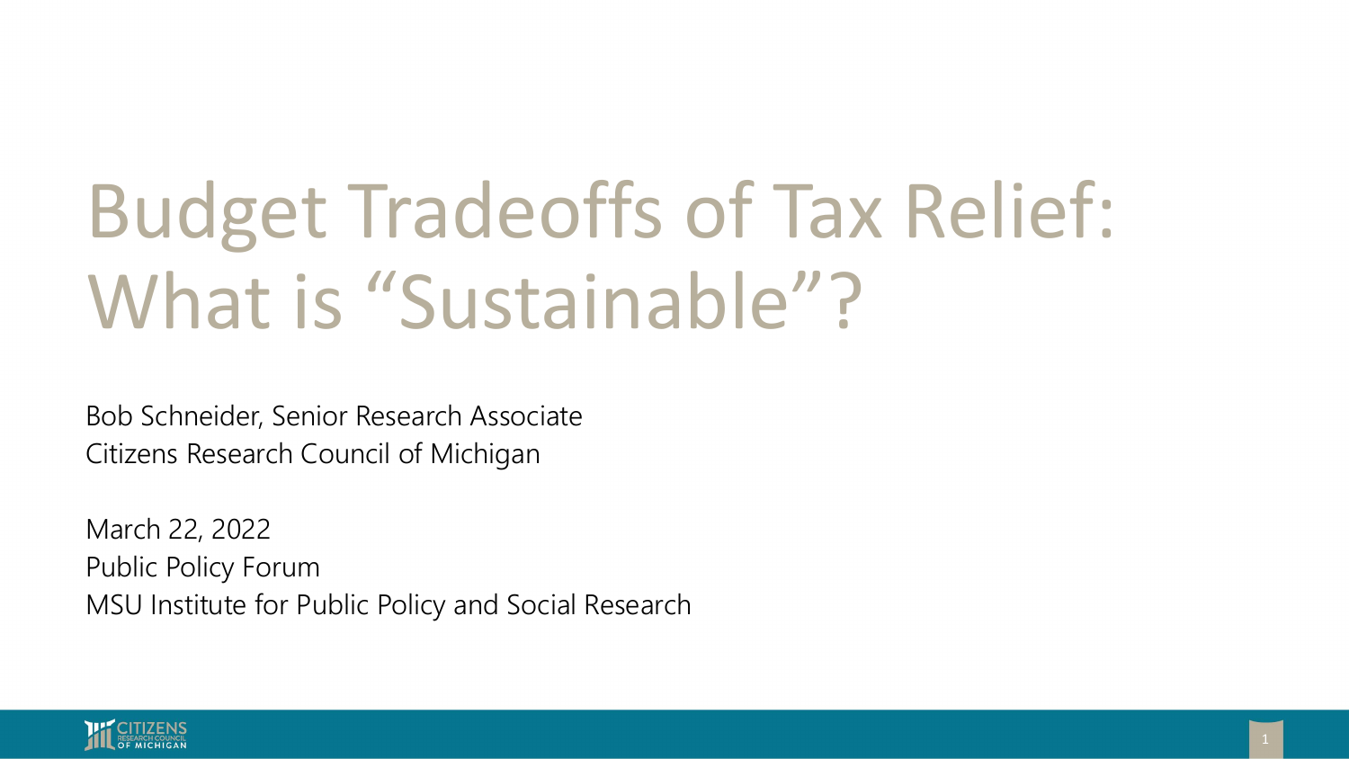# Budget Tradeoffs of Tax Relief: What is "Sustainable"?

Bob Schneider, Senior Research Associate
Citizens Research Council of Michigan

March 22, 2022
Public Policy Forum
MSU Institute for Public Policy and Social Research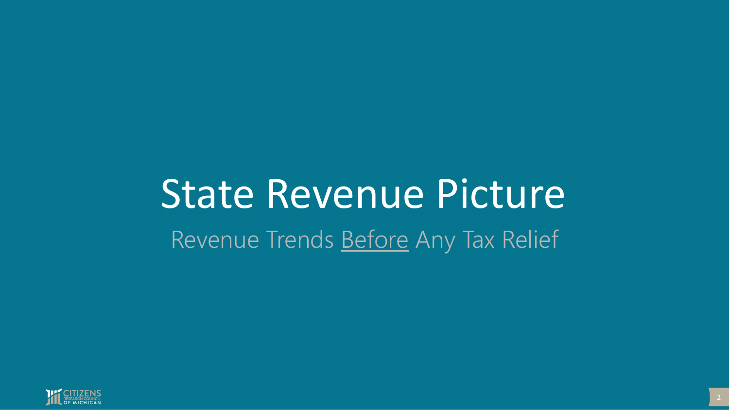# State Revenue Picture

Revenue Trends <u>Before</u> Any Tax Relief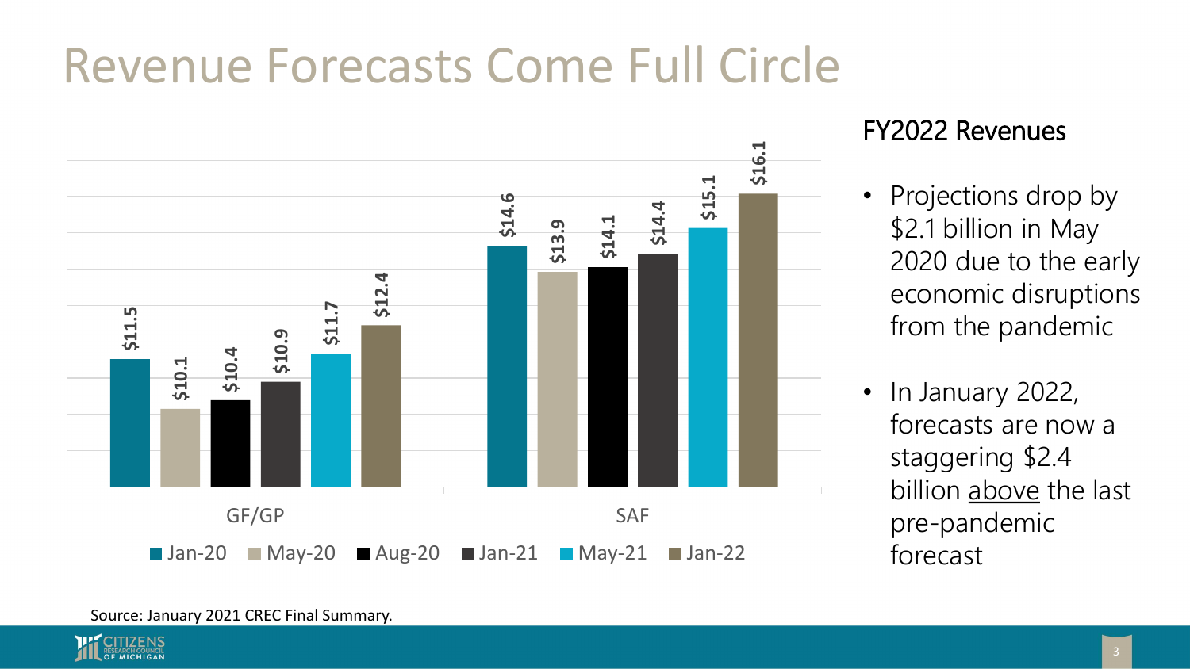# Revenue Forecasts Come Full Circle

| | Jan-20 | May-20 | Aug-20 | Jan-21 | May-21 | Jan-22 |
|---|---|---|---|---|---|---|
| GF/GP | $11.5 | $10.1 | $10.4 | $10.9 | $11.7 | $12.4 |
| SAF | $14.6 | $13.9 | $14.1 | $14.4 | $15.1 | $16.1 |

## FY2022 Revenues

- Projections drop by $2.1 billion in May 2020 due to the early economic disruptions from the pandemic
- In January 2022, forecasts are now a staggering $2.4 billion above the last pre-pandemic forecast

Source: January 2021 CREC Final Summary.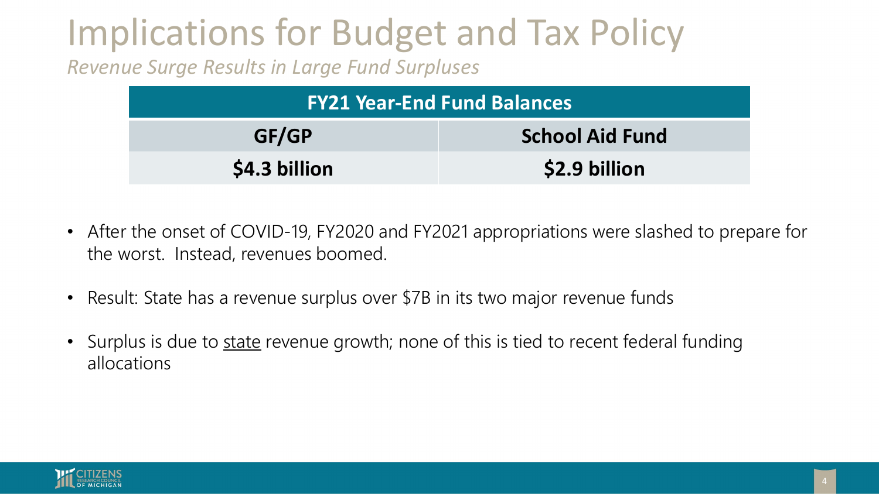# Implications for Budget and Tax Policy

*Revenue Surge Results in Large Fund Surpluses*

| FY21 Year-End Fund Balances | |
|---|---|
| **GF/GP** | **School Aid Fund** |
| **$4.3 billion** | **$2.9 billion** |

- After the onset of COVID-19, FY2020 and FY2021 appropriations were slashed to prepare for the worst. Instead, revenues boomed.
- Result: State has a revenue surplus over $7B in its two major revenue funds
- Surplus is due to <u>state</u> revenue growth; none of this is tied to recent federal funding allocations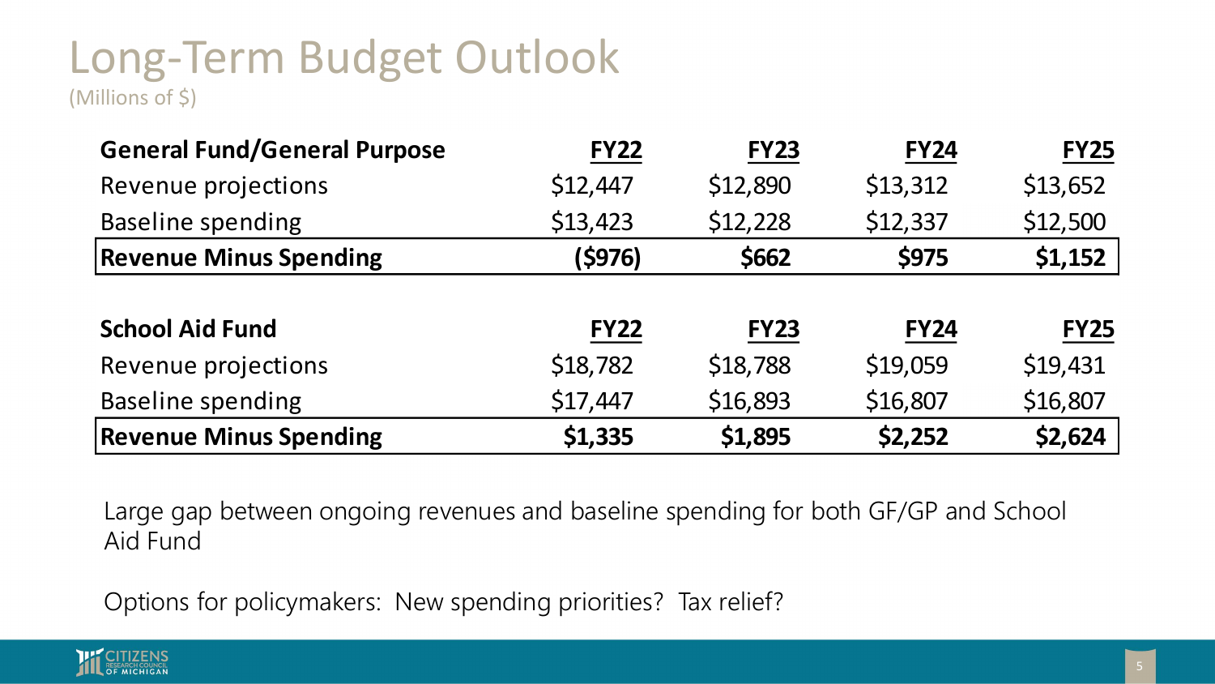# Long-Term Budget Outlook

(Millions of $)

| General Fund/General Purpose | FY22 | FY23 | FY24 | FY25 |
| --- | --- | --- | --- | --- |
| Revenue projections | $12,447 | $12,890 | $13,312 | $13,652 |
| Baseline spending | $13,423 | $12,228 | $12,337 | $12,500 |
| **Revenue Minus Spending** | **($976)** | **$662** | **$975** | **$1,152** |

| School Aid Fund | FY22 | FY23 | FY24 | FY25 |
| --- | --- | --- | --- | --- |
| Revenue projections | $18,782 | $18,788 | $19,059 | $19,431 |
| Baseline spending | $17,447 | $16,893 | $16,807 | $16,807 |
| **Revenue Minus Spending** | **$1,335** | **$1,895** | **$2,252** | **$2,624** |

Large gap between ongoing revenues and baseline spending for both GF/GP and School Aid Fund

Options for policymakers: New spending priorities? Tax relief?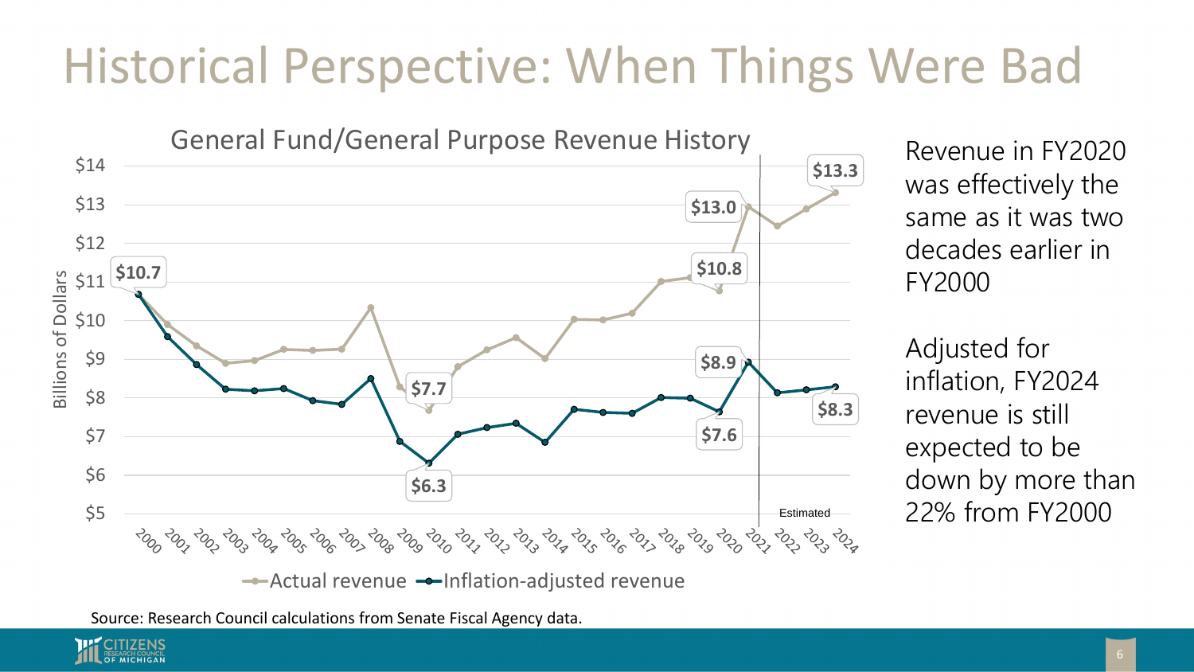# Historical Perspective: When Things Were Bad

**General Fund/General Purpose Revenue History**

| Fiscal Year | Actual revenue (Billions of Dollars) | Inflation-adjusted revenue (Billions of Dollars) |
|---|---|---|
| 2000 | $10.7 | $10.7 |
| 2010 | $7.7 | $6.3 |
| 2020 | $10.8 | $7.6 |
| 2021 | $13.0 | $8.9 |
| 2024 (Estimated) | $13.3 | $8.3 |

Estimated: FY2022–FY2024

Revenue in FY2020 was effectively the same as it was two decades earlier in FY2000

Adjusted for inflation, FY2024 revenue is still expected to be down by more than 22% from FY2000

Source: Research Council calculations from Senate Fiscal Agency data.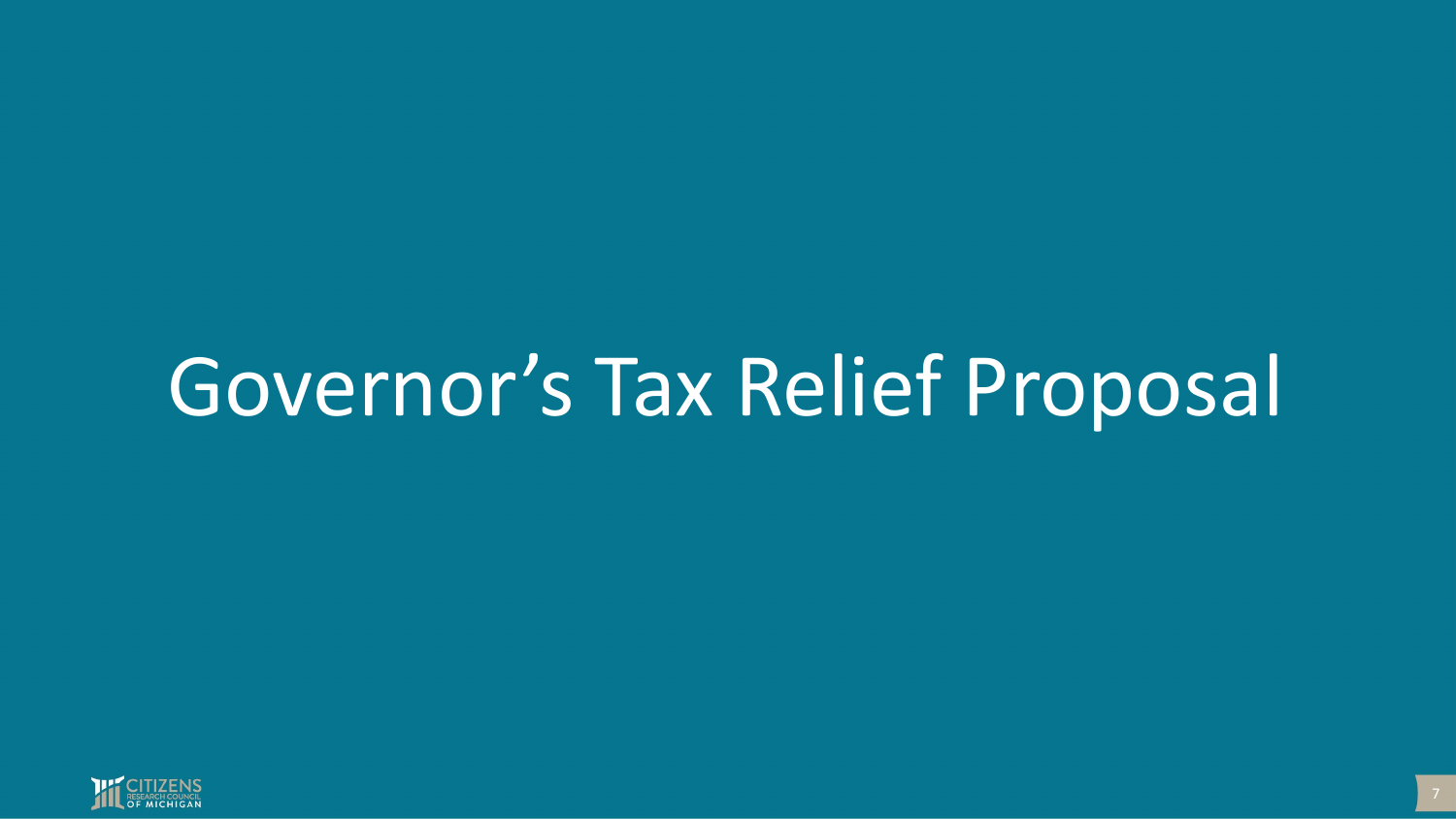# Governor's Tax Relief Proposal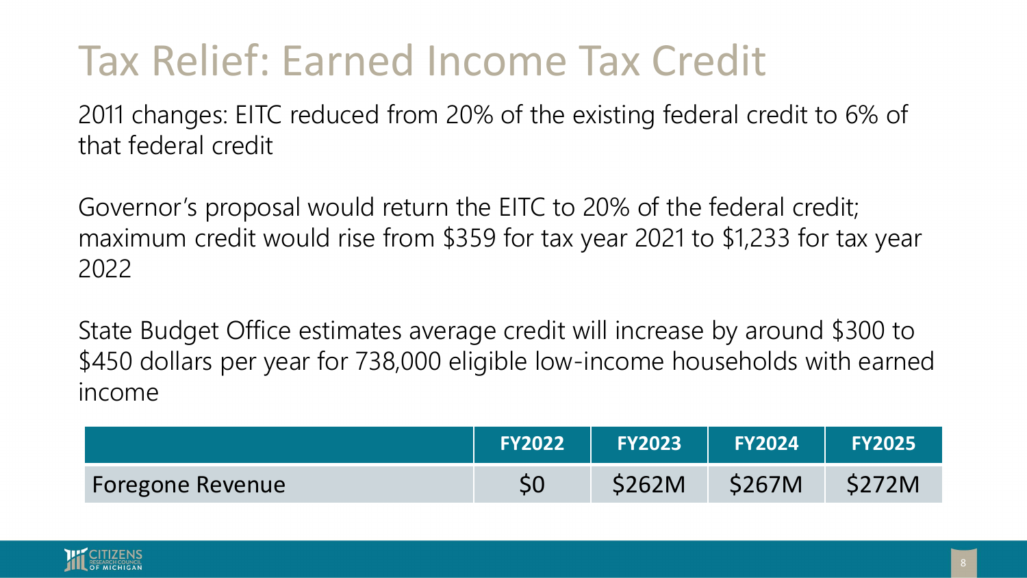# Tax Relief: Earned Income Tax Credit

2011 changes: EITC reduced from 20% of the existing federal credit to 6% of that federal credit

Governor's proposal would return the EITC to 20% of the federal credit; maximum credit would rise from $359 for tax year 2021 to $1,233 for tax year 2022

State Budget Office estimates average credit will increase by around $300 to $450 dollars per year for 738,000 eligible low-income households with earned income

| | FY2022 | FY2023 | FY2024 | FY2025 |
|---|---|---|---|---|
| Foregone Revenue | $0 | $262M | $267M | $272M |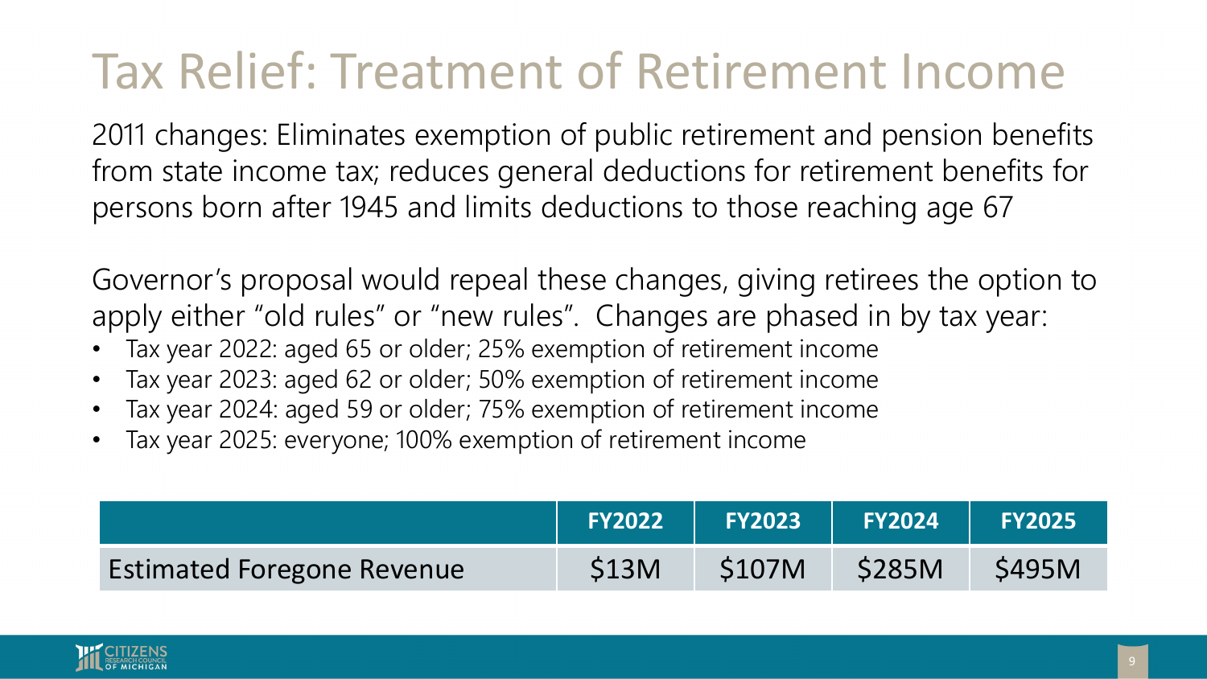# Tax Relief: Treatment of Retirement Income

2011 changes: Eliminates exemption of public retirement and pension benefits from state income tax; reduces general deductions for retirement benefits for persons born after 1945 and limits deductions to those reaching age 67

Governor's proposal would repeal these changes, giving retirees the option to apply either "old rules" or "new rules". Changes are phased in by tax year:

- Tax year 2022: aged 65 or older; 25% exemption of retirement income
- Tax year 2023: aged 62 or older; 50% exemption of retirement income
- Tax year 2024: aged 59 or older; 75% exemption of retirement income
- Tax year 2025: everyone; 100% exemption of retirement income

| | FY2022 | FY2023 | FY2024 | FY2025 |
|---|---|---|---|---|
| Estimated Foregone Revenue | $13M | $107M | $285M | $495M |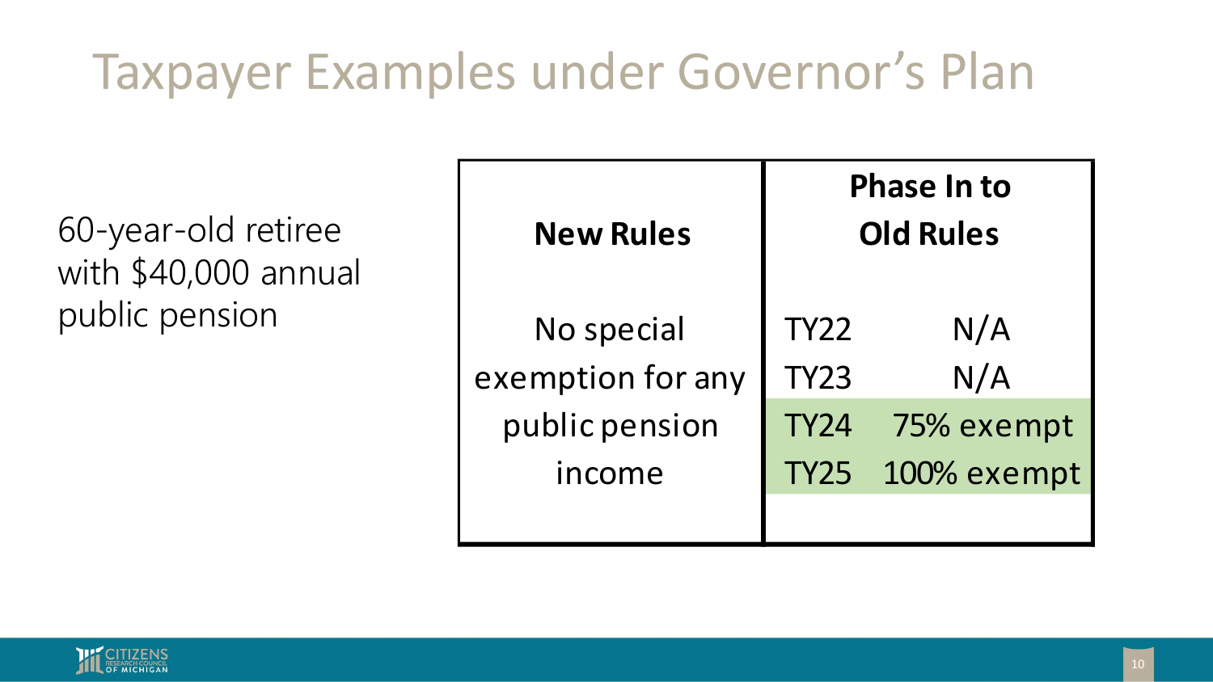# Taxpayer Examples under Governor's Plan

60-year-old retiree with $40,000 annual public pension

| New Rules | Phase In to Old Rules | |
|---|---|---|
| No special exemption for any public pension income | TY22 | N/A |
| | TY23 | N/A |
| | TY24 | 75% exempt |
| | TY25 | 100% exempt |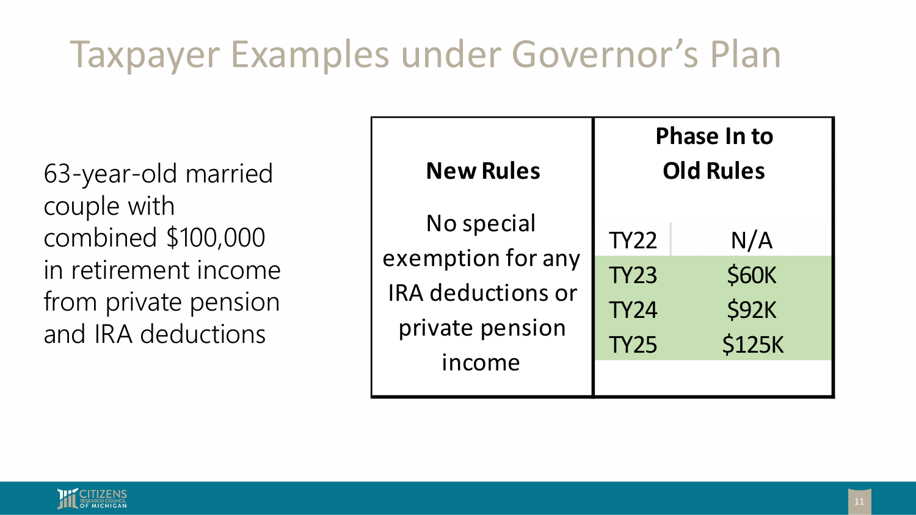# Taxpayer Examples under Governor's Plan

63-year-old married couple with combined $100,000 in retirement income from private pension and IRA deductions

| New Rules | Phase In to Old Rules | |
|---|---|---|
| No special exemption for any IRA deductions or private pension income | TY22 | N/A |
| | TY23 | $60K |
| | TY24 | $92K |
| | TY25 | $125K |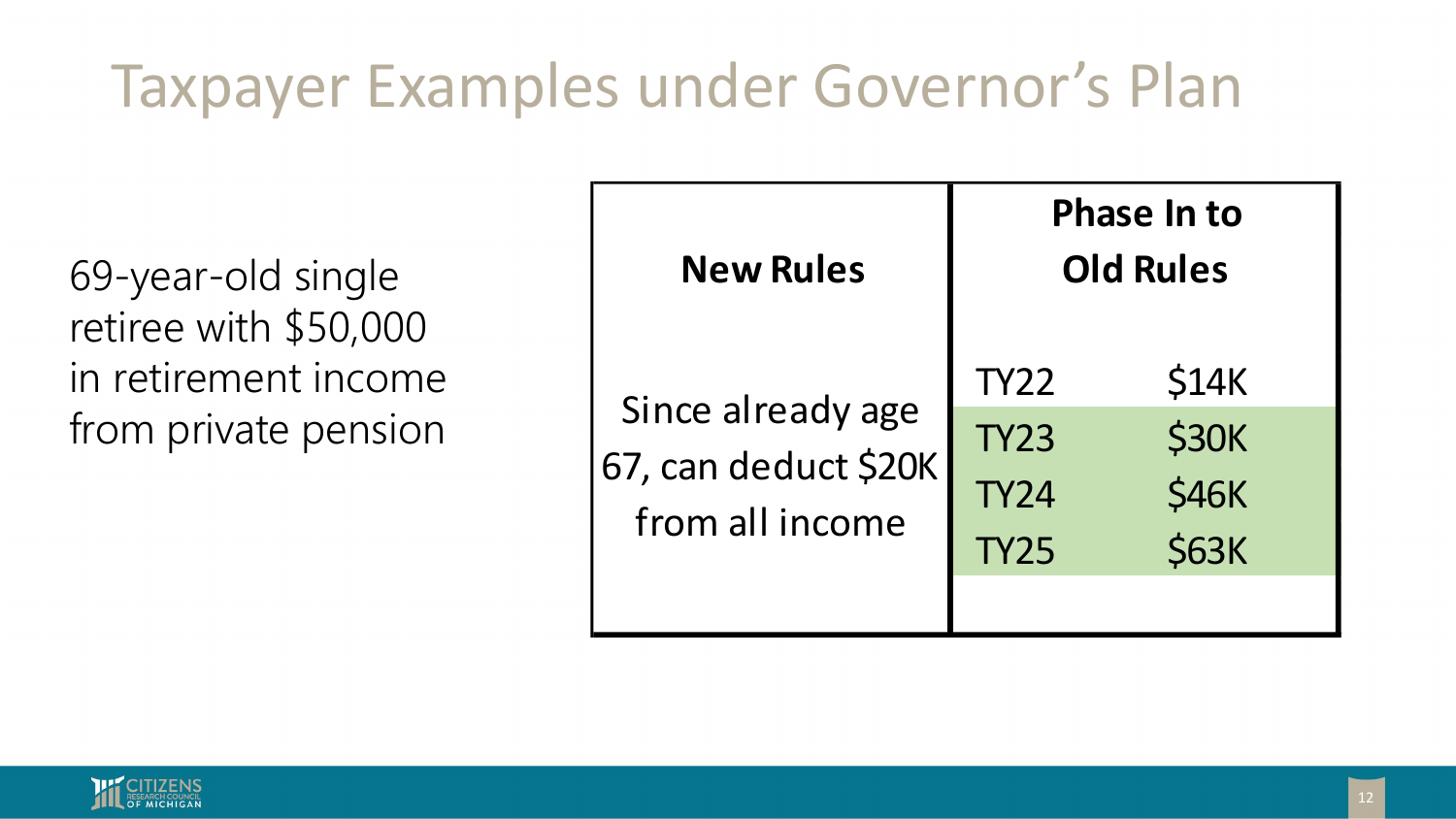# Taxpayer Examples under Governor's Plan

69-year-old single retiree with $50,000 in retirement income from private pension

| New Rules | Phase In to Old Rules | |
|---|---|---|
| Since already age 67, can deduct $20K from all income | TY22 | $14K |
| | TY23 | $30K |
| | TY24 | $46K |
| | TY25 | $63K |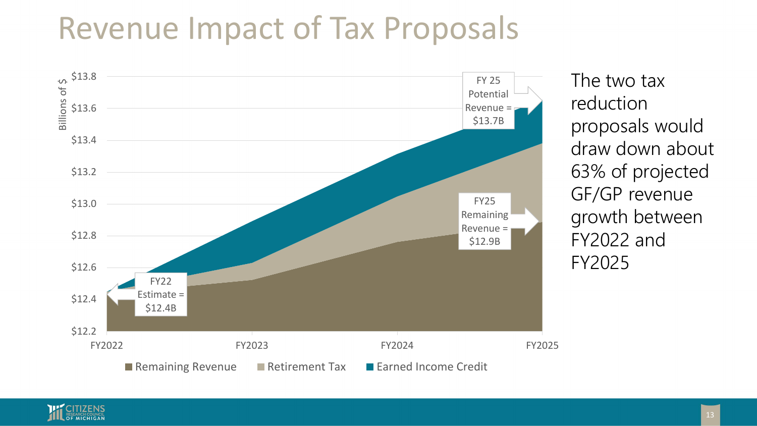# Revenue Impact of Tax Proposals

Billions of $

$13.8
$13.6
$13.4
$13.2
$13.0
$12.8
$12.6
$12.4
$12.2

FY2022 FY2023 FY2024 FY2025

FY22 Estimate = $12.4B

FY 25 Potential Revenue = $13.7B

FY25 Remaining Revenue = $12.9B

Remaining Revenue | Retirement Tax | Earned Income Credit

The two tax reduction proposals would draw down about 63% of projected GF/GP revenue growth between FY2022 and FY2025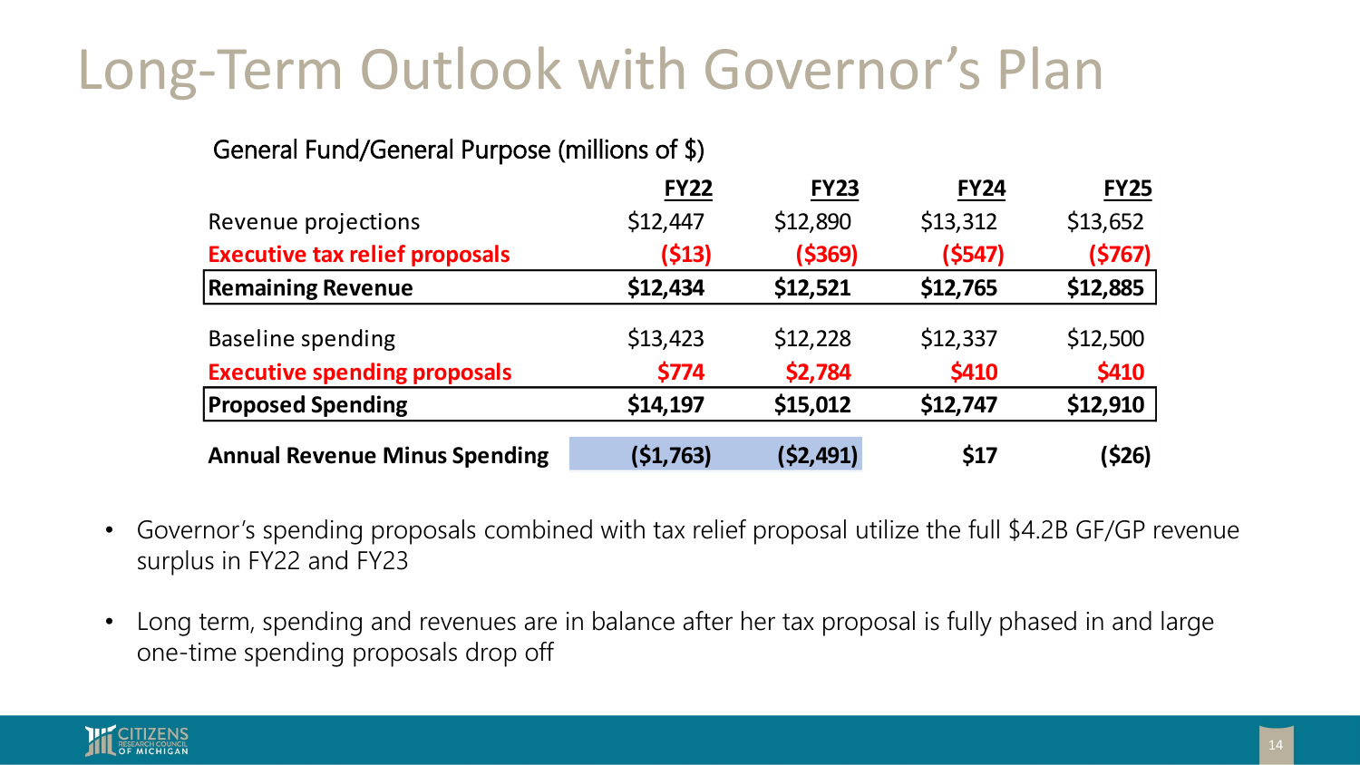# Long-Term Outlook with Governor's Plan

General Fund/General Purpose (millions of $)

| | FY22 | FY23 | FY24 | FY25 |
|---|---|---|---|---|
| Revenue projections | $12,447 | $12,890 | $13,312 | $13,652 |
| **Executive tax relief proposals** | **($13)** | **($369)** | **($547)** | **($767)** |
| **Remaining Revenue** | **$12,434** | **$12,521** | **$12,765** | **$12,885** |
| Baseline spending | $13,423 | $12,228 | $12,337 | $12,500 |
| **Executive spending proposals** | **$774** | **$2,784** | **$410** | **$410** |
| **Proposed Spending** | **$14,197** | **$15,012** | **$12,747** | **$12,910** |
| **Annual Revenue Minus Spending** | **($1,763)** | **($2,491)** | **$17** | **($26)** |

- Governor's spending proposals combined with tax relief proposal utilize the full $4.2B GF/GP revenue surplus in FY22 and FY23
- Long term, spending and revenues are in balance after her tax proposal is fully phased in and large one-time spending proposals drop off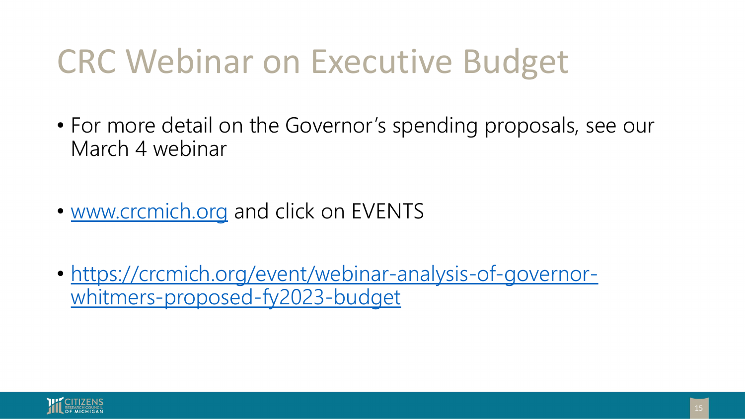# CRC Webinar on Executive Budget

- For more detail on the Governor's spending proposals, see our March 4 webinar

- [www.crcmich.org](http://www.crcmich.org) and click on EVENTS

- [https://crcmich.org/event/webinar-analysis-of-governor-whitmers-proposed-fy2023-budget](https://crcmich.org/event/webinar-analysis-of-governor-whitmers-proposed-fy2023-budget)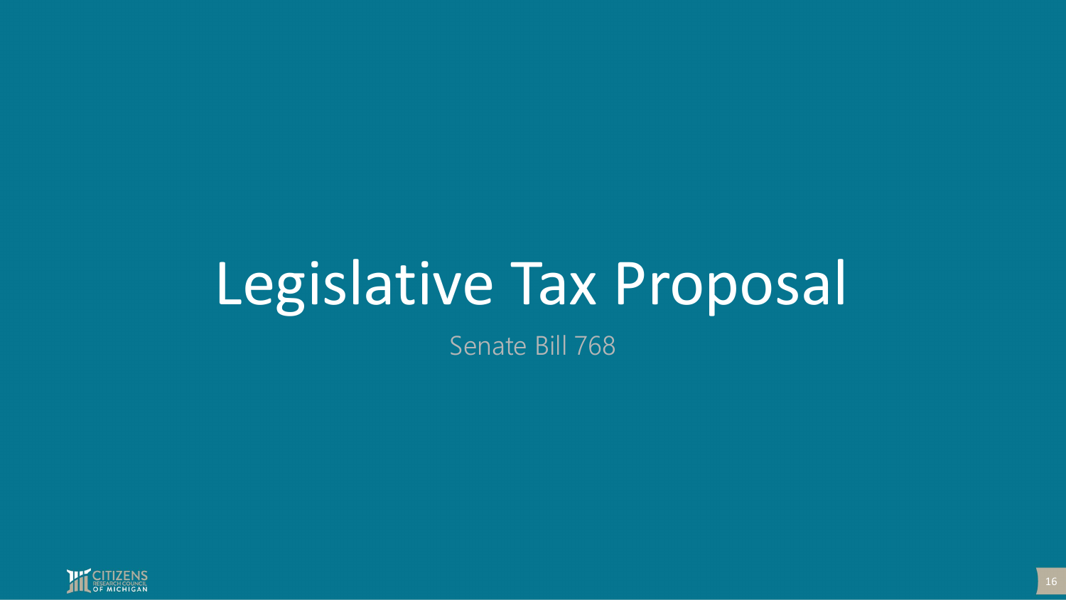# Legislative Tax Proposal

Senate Bill 768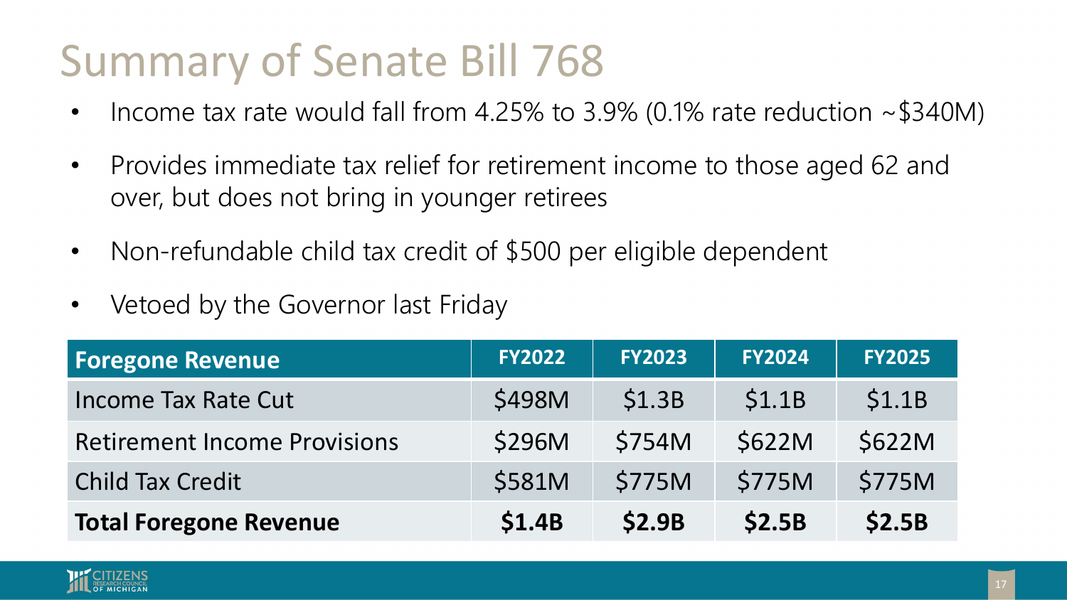# Summary of Senate Bill 768

- Income tax rate would fall from 4.25% to 3.9% (0.1% rate reduction ~$340M)
- Provides immediate tax relief for retirement income to those aged 62 and over, but does not bring in younger retirees
- Non-refundable child tax credit of $500 per eligible dependent
- Vetoed by the Governor last Friday

| Foregone Revenue | FY2022 | FY2023 | FY2024 | FY2025 |
|---|---|---|---|---|
| Income Tax Rate Cut | $498M | $1.3B | $1.1B | $1.1B |
| Retirement Income Provisions | $296M | $754M | $622M | $622M |
| Child Tax Credit | $581M | $775M | $775M | $775M |
| **Total Foregone Revenue** | **$1.4B** | **$2.9B** | **$2.5B** | **$2.5B** |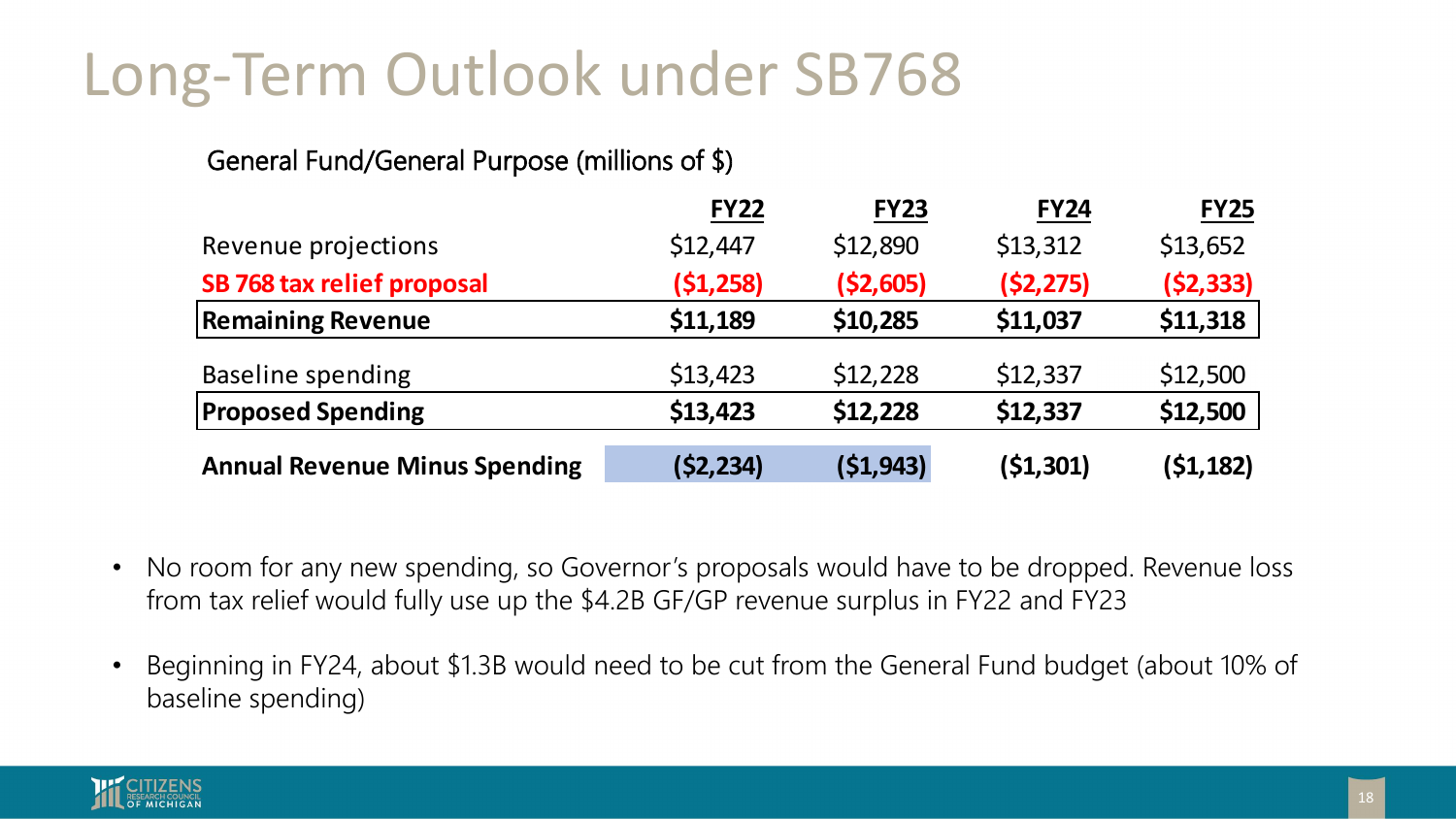# Long-Term Outlook under SB768

General Fund/General Purpose (millions of $)

| | FY22 | FY23 | FY24 | FY25 |
|---|---|---|---|---|
| Revenue projections | $12,447 | $12,890 | $13,312 | $13,652 |
| **SB 768 tax relief proposal** | **($1,258)** | **($2,605)** | **($2,275)** | **($2,333)** |
| **Remaining Revenue** | **$11,189** | **$10,285** | **$11,037** | **$11,318** |
| Baseline spending | $13,423 | $12,228 | $12,337 | $12,500 |
| **Proposed Spending** | **$13,423** | **$12,228** | **$12,337** | **$12,500** |
| **Annual Revenue Minus Spending** | **($2,234)** | **($1,943)** | **($1,301)** | **($1,182)** |

- No room for any new spending, so Governor's proposals would have to be dropped. Revenue loss from tax relief would fully use up the $4.2B GF/GP revenue surplus in FY22 and FY23
- Beginning in FY24, about $1.3B would need to be cut from the General Fund budget (about 10% of baseline spending)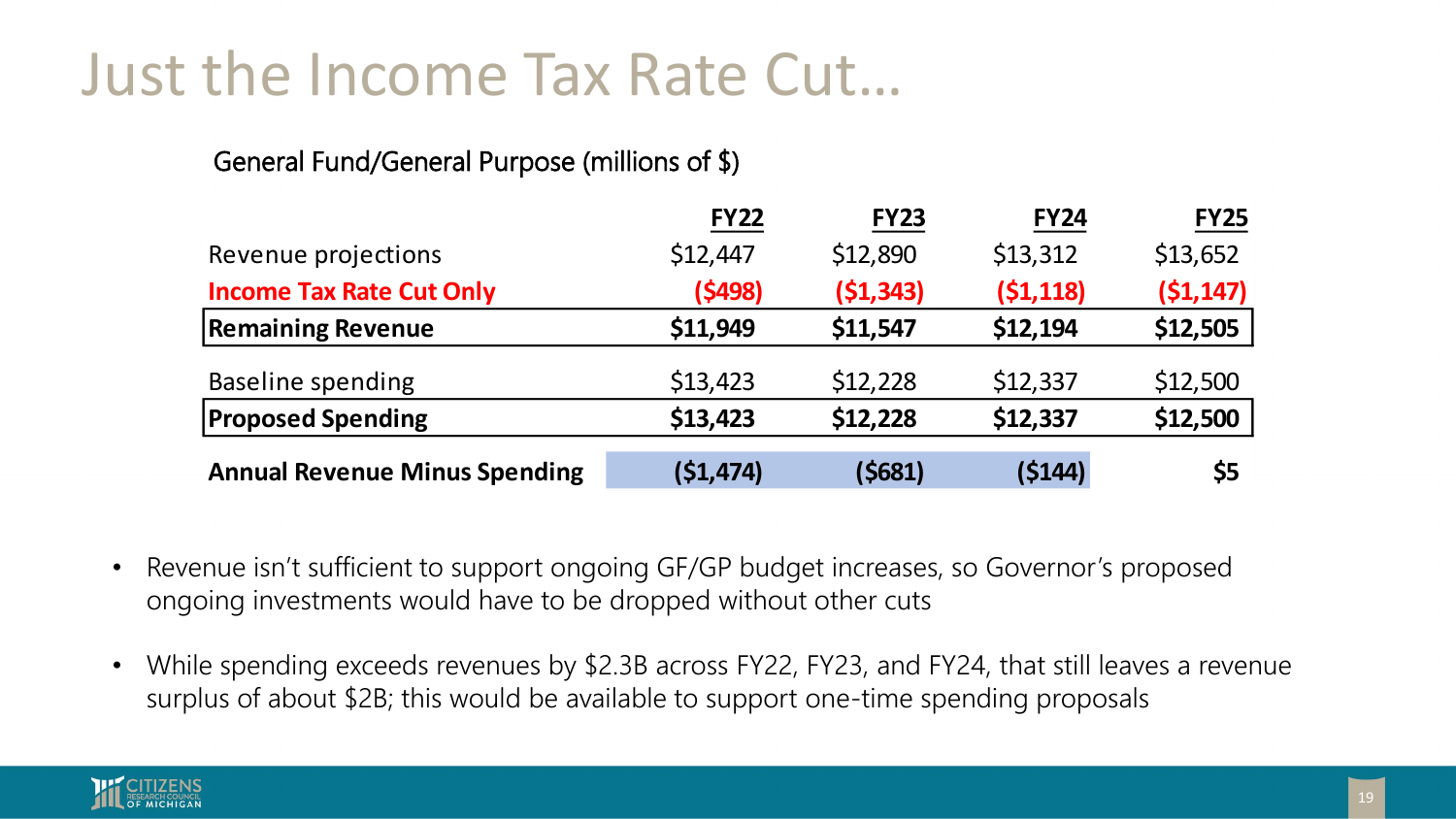# Just the Income Tax Rate Cut…

General Fund/General Purpose (millions of $)

| | FY22 | FY23 | FY24 | FY25 |
|---|---|---|---|---|
| Revenue projections | $12,447 | $12,890 | $13,312 | $13,652 |
| **Income Tax Rate Cut Only** | **($498)** | **($1,343)** | **($1,118)** | **($1,147)** |
| **Remaining Revenue** | **$11,949** | **$11,547** | **$12,194** | **$12,505** |
| Baseline spending | $13,423 | $12,228 | $12,337 | $12,500 |
| **Proposed Spending** | **$13,423** | **$12,228** | **$12,337** | **$12,500** |
| **Annual Revenue Minus Spending** | **($1,474)** | **($681)** | **($144)** | **$5** |

- Revenue isn't sufficient to support ongoing GF/GP budget increases, so Governor's proposed ongoing investments would have to be dropped without other cuts
- While spending exceeds revenues by $2.3B across FY22, FY23, and FY24, that still leaves a revenue surplus of about $2B; this would be available to support one-time spending proposals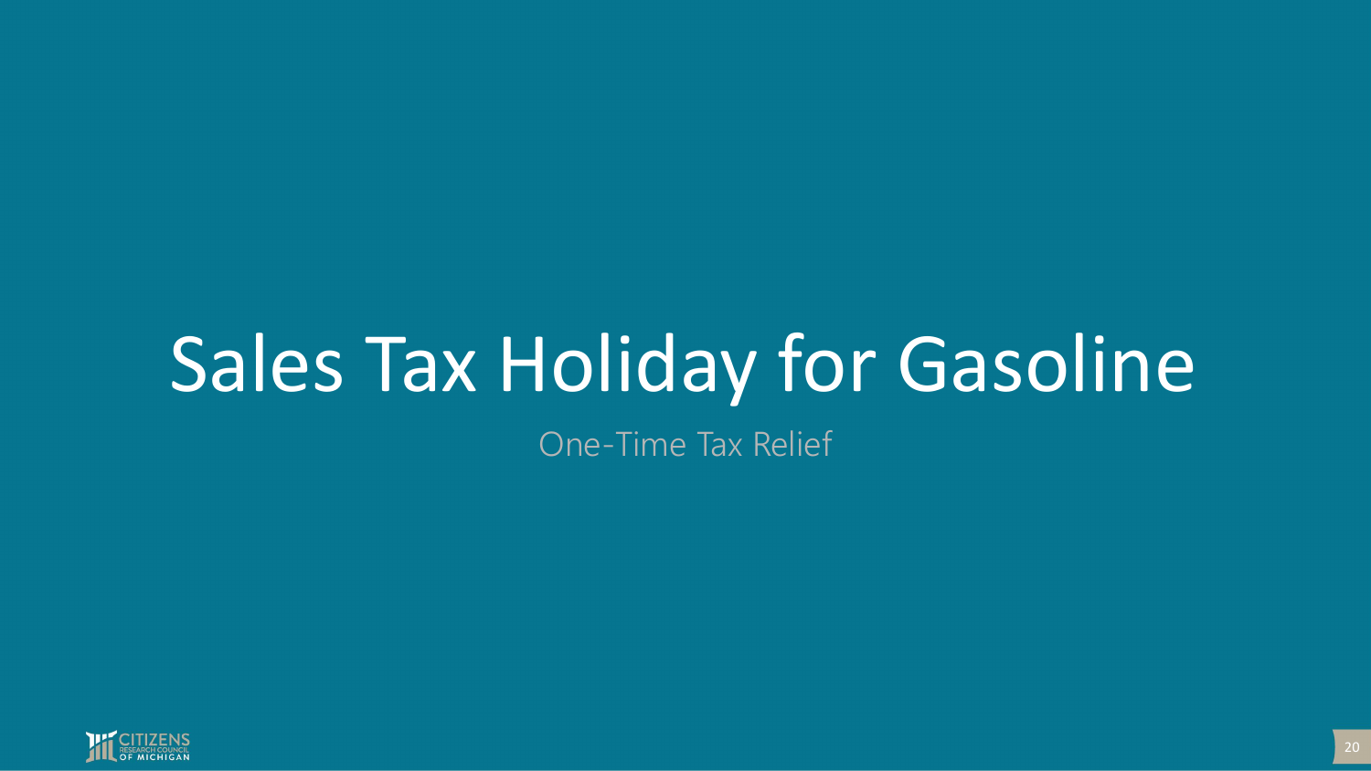# Sales Tax Holiday for Gasoline

One-Time Tax Relief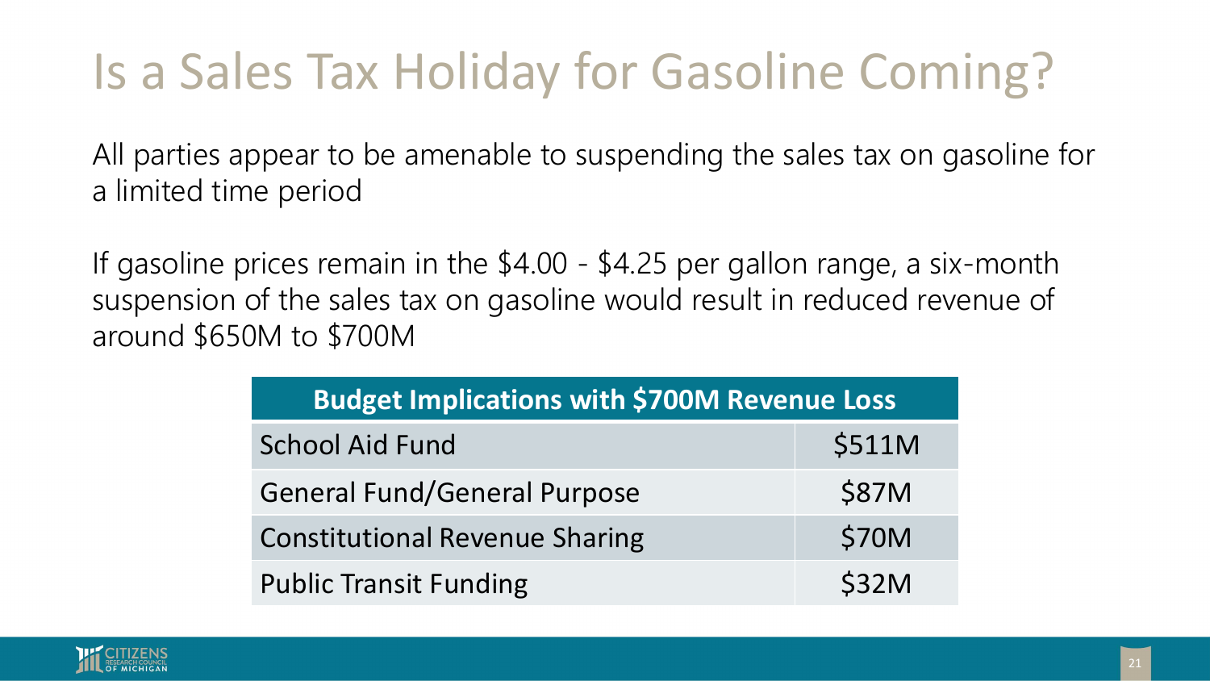# Is a Sales Tax Holiday for Gasoline Coming?

All parties appear to be amenable to suspending the sales tax on gasoline for a limited time period

If gasoline prices remain in the $4.00 - $4.25 per gallon range, a six-month suspension of the sales tax on gasoline would result in reduced revenue of around $650M to $700M

| Budget Implications with $700M Revenue Loss | |
|---|---|
| School Aid Fund | $511M |
| General Fund/General Purpose | $87M |
| Constitutional Revenue Sharing | $70M |
| Public Transit Funding | $32M |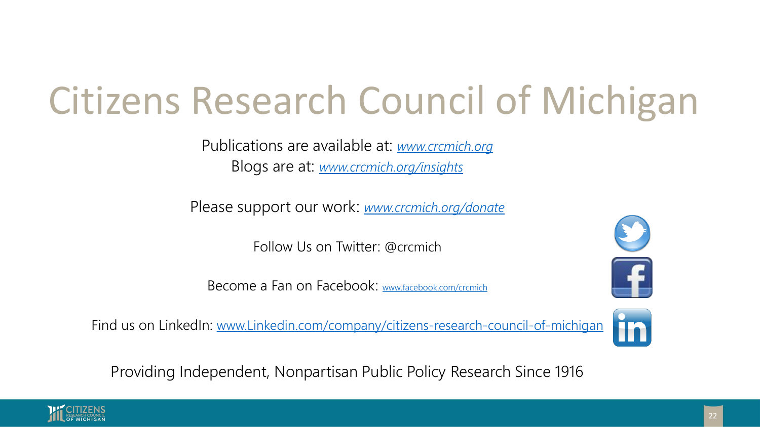# Citizens Research Council of Michigan

Publications are available at: *www.crcmich.org*

Blogs are at: *www.crcmich.org/insights*

Please support our work: *www.crcmich.org/donate*

Follow Us on Twitter: @crcmich

Become a Fan on Facebook: www.facebook.com/crcmich

Find us on LinkedIn: www.Linkedin.com/company/citizens-research-council-of-michigan

Providing Independent, Nonpartisan Public Policy Research Since 1916